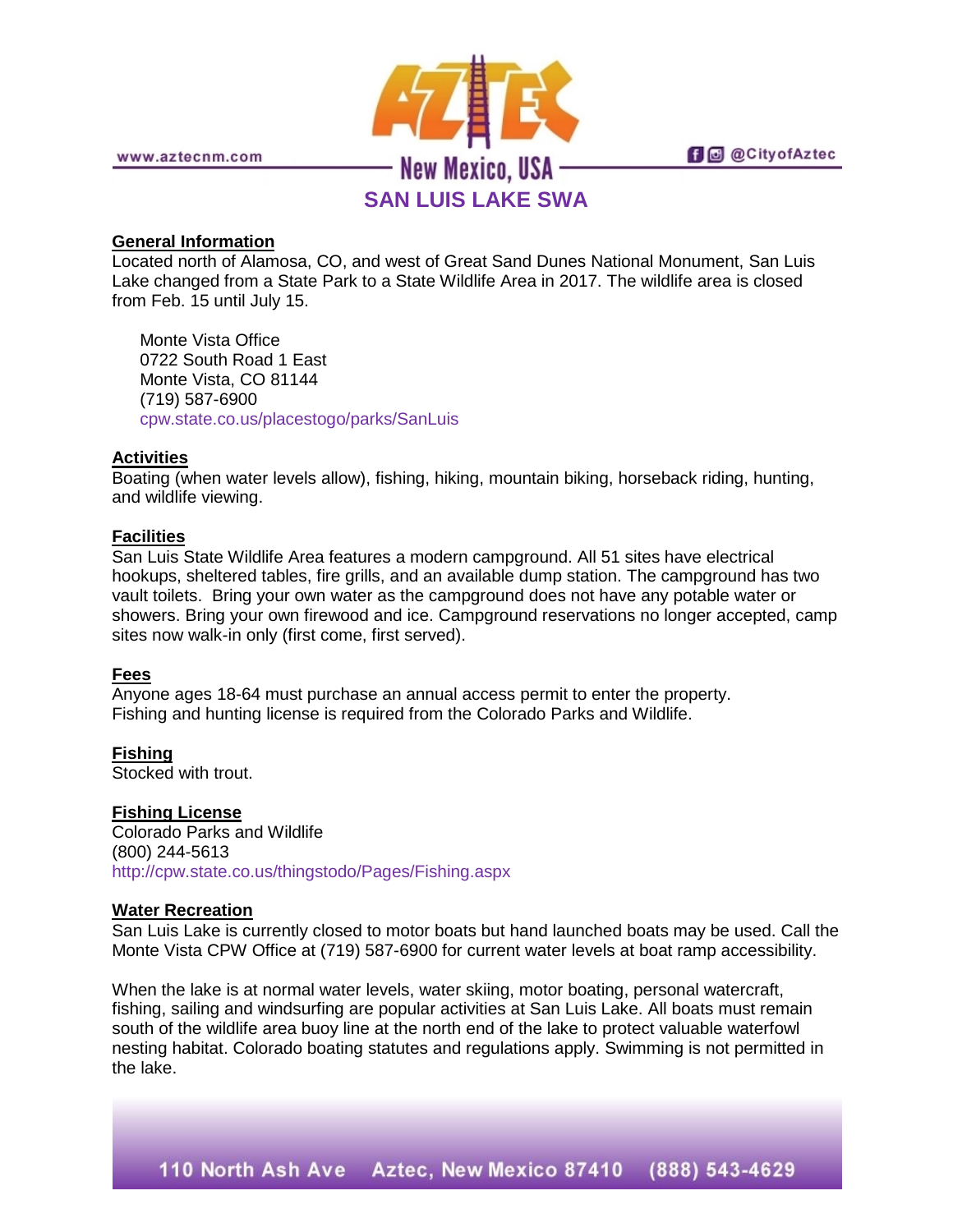# SAN LUIS LAKE SWA

## General Information

Located north of Alamosa, CO, and west of Great Sand Dunes National Monument, San Luis Lake changed from a State Park to a State Wildlife Area in 2017. The wildlife area is closed from Feb. 15 until July 15.

Monte Vista Office
0722 South Road 1 East
Monte Vista, CO 81144
(719) 587-6900
cpw.state.co.us/placestogo/parks/SanLuis

## Activities

Boating (when water levels allow), fishing, hiking, mountain biking, horseback riding, hunting, and wildlife viewing.

## Facilities

San Luis State Wildlife Area features a modern campground. All 51 sites have electrical hookups, sheltered tables, fire grills, and an available dump station. The campground has two vault toilets. Bring your own water as the campground does not have any potable water or showers. Bring your own firewood and ice. Campground reservations no longer accepted, camp sites now walk-in only (first come, first served).

## Fees

Anyone ages 18-64 must purchase an annual access permit to enter the property.
Fishing and hunting license is required from the Colorado Parks and Wildlife.

## Fishing

Stocked with trout.

## Fishing License

Colorado Parks and Wildlife
(800) 244-5613
http://cpw.state.co.us/thingstodo/Pages/Fishing.aspx

## Water Recreation

San Luis Lake is currently closed to motor boats but hand launched boats may be used. Call the Monte Vista CPW Office at (719) 587-6900 for current water levels at boat ramp accessibility.

When the lake is at normal water levels, water skiing, motor boating, personal watercraft, fishing, sailing and windsurfing are popular activities at San Luis Lake. All boats must remain south of the wildlife area buoy line at the north end of the lake to protect valuable waterfowl nesting habitat. Colorado boating statutes and regulations apply. Swimming is not permitted in the lake.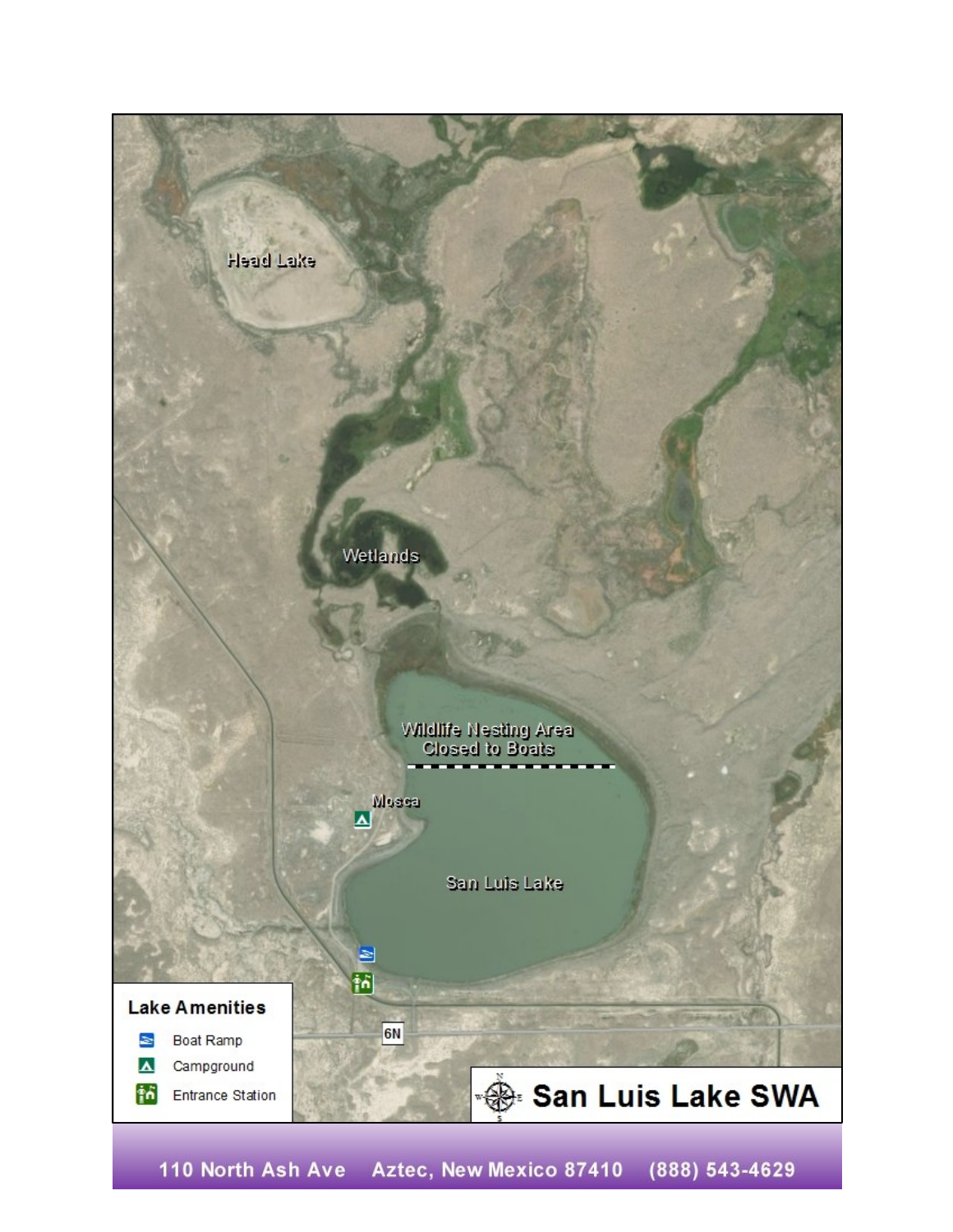# San Luis Lake SWA

Head Lake

Wetlands

Wildlife Nesting Area
Closed to Boats

Mosca

San Luis Lake

6N

**Lake Amenities**

- Boat Ramp
- Campground
- Entrance Station

110 North Ash Ave Aztec, New Mexico 87410 (888) 543-4629